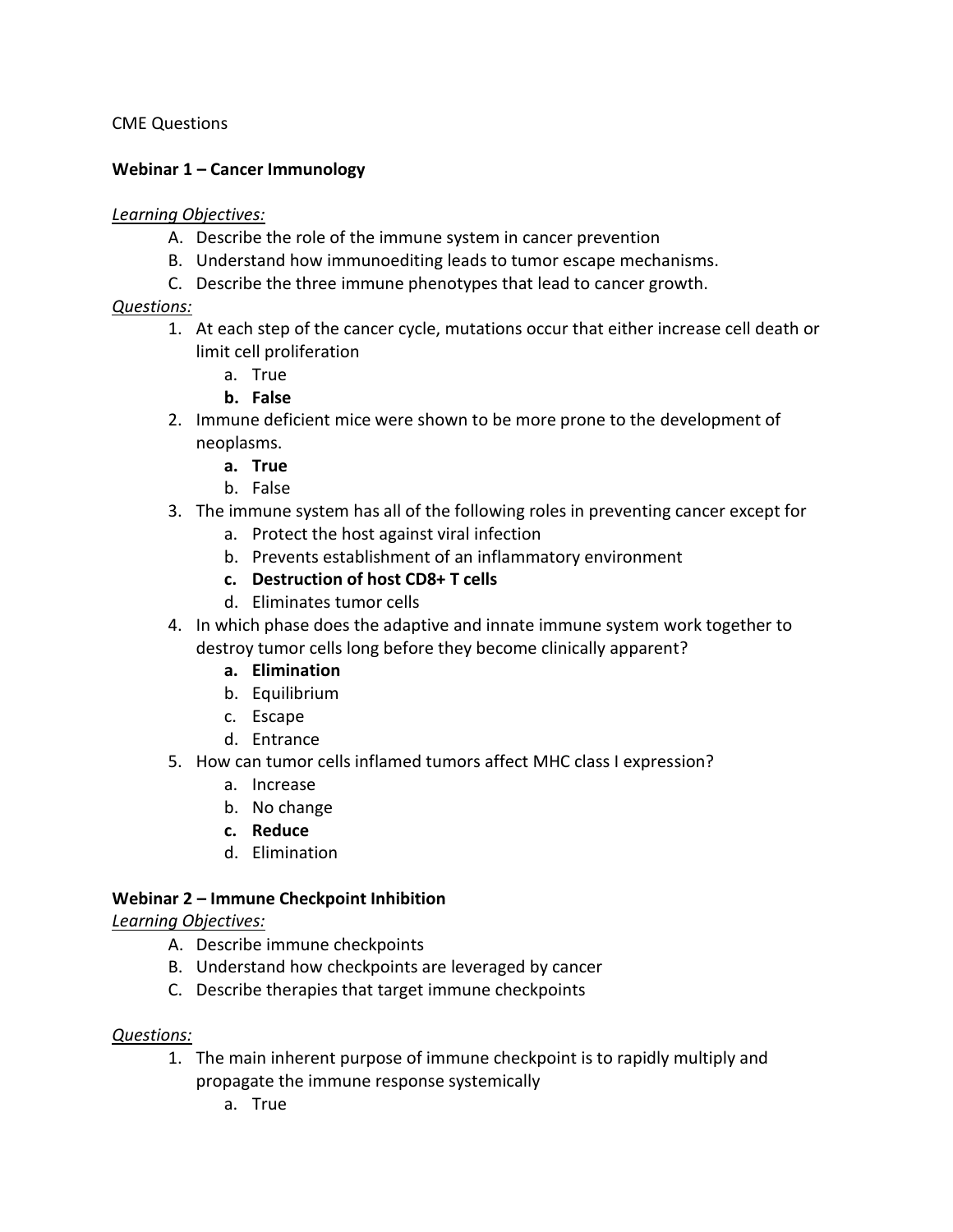CME Questions

**Webinar 1 – Cancer Immunology**

*Learning Objectives:*

A. Describe the role of the immune system in cancer prevention
B. Understand how immunoediting leads to tumor escape mechanisms.
C. Describe the three immune phenotypes that lead to cancer growth.

*Questions:*

1. At each step of the cancer cycle, mutations occur that either increase cell death or limit cell proliferation
   a. True
   **b. False**
2. Immune deficient mice were shown to be more prone to the development of neoplasms.
   **a. True**
   b. False
3. The immune system has all of the following roles in preventing cancer except for
   a. Protect the host against viral infection
   b. Prevents establishment of an inflammatory environment
   **c. Destruction of host CD8+ T cells**
   d. Eliminates tumor cells
4. In which phase does the adaptive and innate immune system work together to destroy tumor cells long before they become clinically apparent?
   **a. Elimination**
   b. Equilibrium
   c. Escape
   d. Entrance
5. How can tumor cells inflamed tumors affect MHC class I expression?
   a. Increase
   b. No change
   **c. Reduce**
   d. Elimination

**Webinar 2 – Immune Checkpoint Inhibition**

*Learning Objectives:*

A. Describe immune checkpoints
B. Understand how checkpoints are leveraged by cancer
C. Describe therapies that target immune checkpoints

*Questions:*

1. The main inherent purpose of immune checkpoint is to rapidly multiply and propagate the immune response systemically
   a. True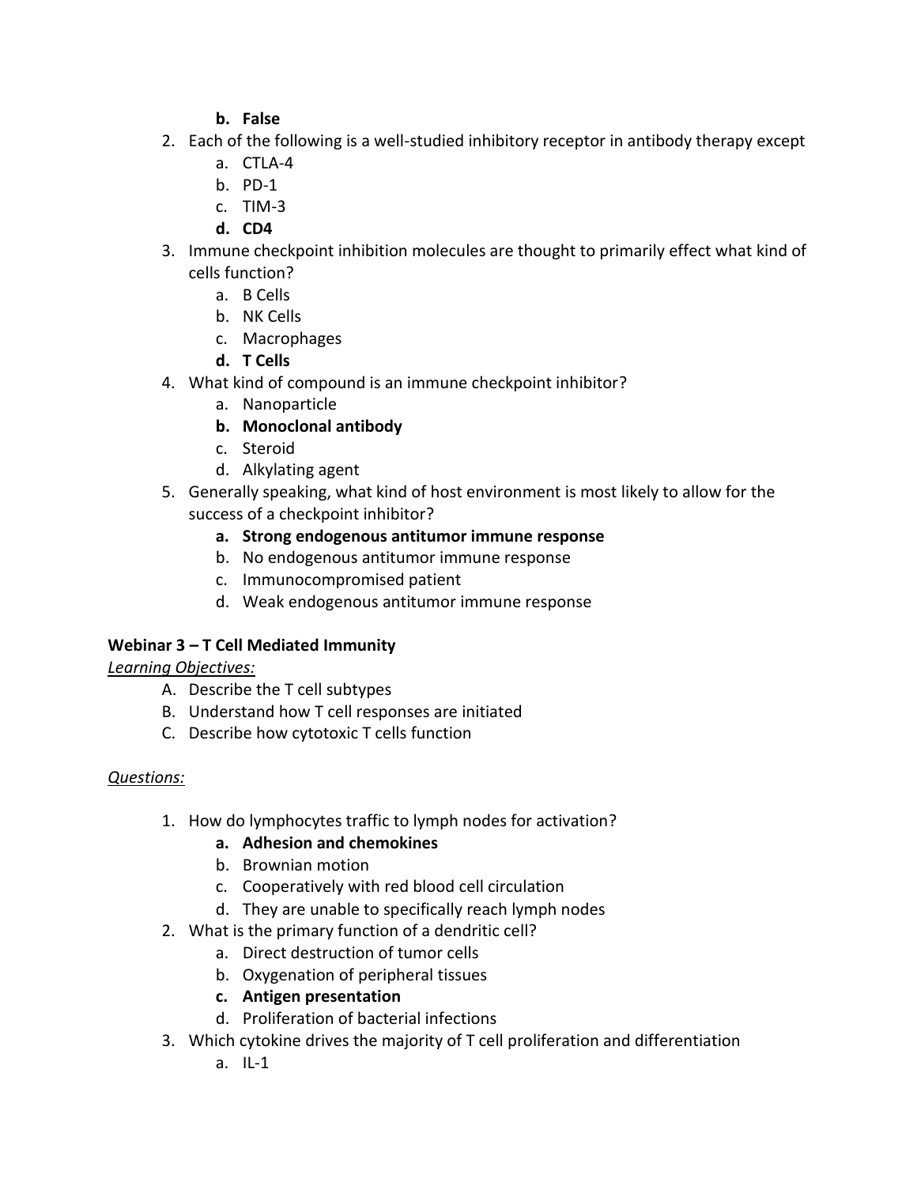b. **False**
2. Each of the following is a well-studied inhibitory receptor in antibody therapy except
   a. CTLA-4
   b. PD-1
   c. TIM-3
   d. **CD4**
3. Immune checkpoint inhibition molecules are thought to primarily effect what kind of cells function?
   a. B Cells
   b. NK Cells
   c. Macrophages
   d. **T Cells**
4. What kind of compound is an immune checkpoint inhibitor?
   a. Nanoparticle
   b. **Monoclonal antibody**
   c. Steroid
   d. Alkylating agent
5. Generally speaking, what kind of host environment is most likely to allow for the success of a checkpoint inhibitor?
   a. **Strong endogenous antitumor immune response**
   b. No endogenous antitumor immune response
   c. Immunocompromised patient
   d. Weak endogenous antitumor immune response

**Webinar 3 – T Cell Mediated Immunity**

*Learning Objectives:*

A. Describe the T cell subtypes
B. Understand how T cell responses are initiated
C. Describe how cytotoxic T cells function

*Questions:*

1. How do lymphocytes traffic to lymph nodes for activation?
   a. **Adhesion and chemokines**
   b. Brownian motion
   c. Cooperatively with red blood cell circulation
   d. They are unable to specifically reach lymph nodes
2. What is the primary function of a dendritic cell?
   a. Direct destruction of tumor cells
   b. Oxygenation of peripheral tissues
   c. **Antigen presentation**
   d. Proliferation of bacterial infections
3. Which cytokine drives the majority of T cell proliferation and differentiation
   a. IL-1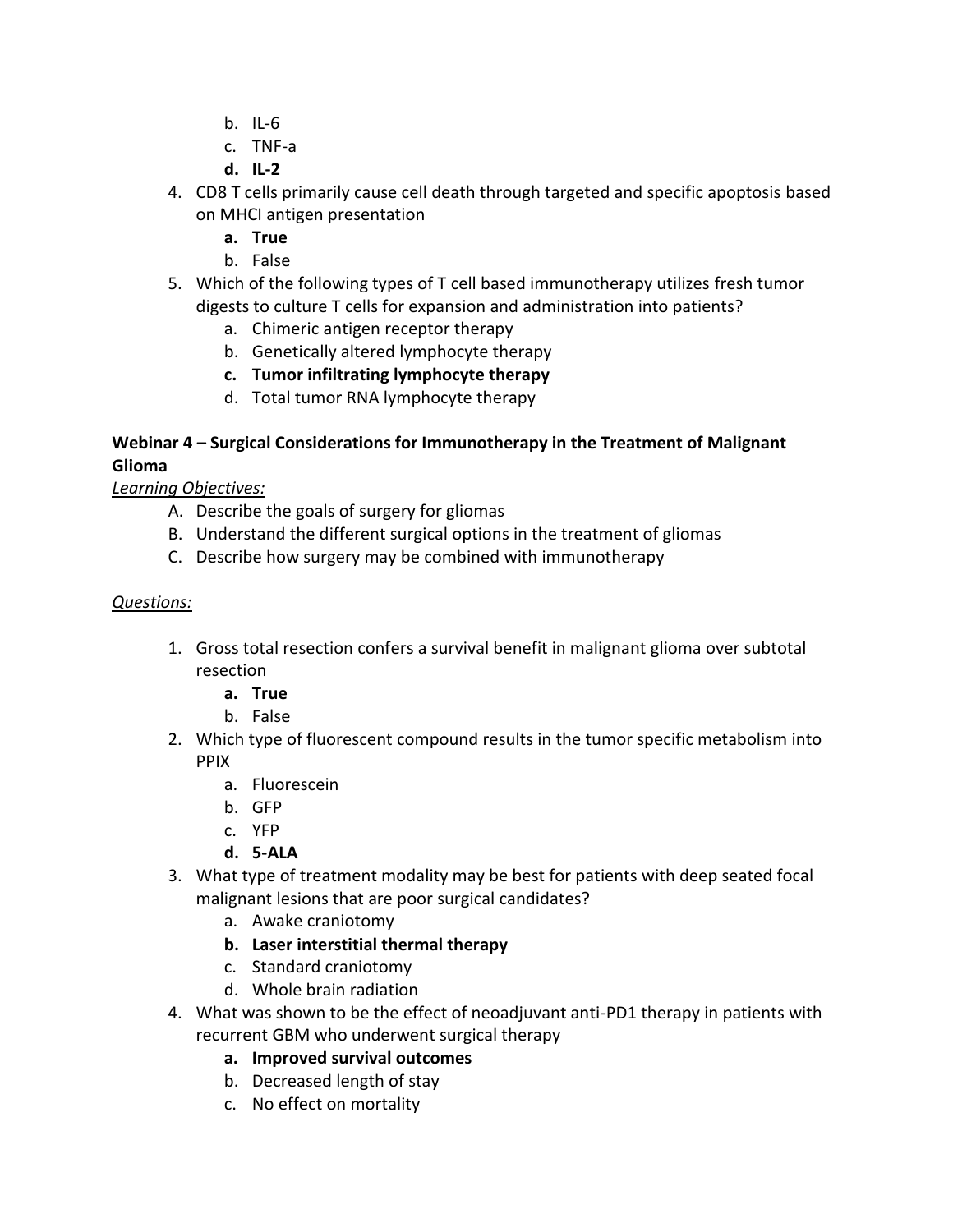b. IL-6
   c. TNF-a
   d. **IL-2**
4. CD8 T cells primarily cause cell death through targeted and specific apoptosis based on MHCI antigen presentation
   a. **True**
   b. False
5. Which of the following types of T cell based immunotherapy utilizes fresh tumor digests to culture T cells for expansion and administration into patients?
   a. Chimeric antigen receptor therapy
   b. Genetically altered lymphocyte therapy
   c. **Tumor infiltrating lymphocyte therapy**
   d. Total tumor RNA lymphocyte therapy

**Webinar 4 – Surgical Considerations for Immunotherapy in the Treatment of Malignant Glioma**

*Learning Objectives:*

A. Describe the goals of surgery for gliomas
B. Understand the different surgical options in the treatment of gliomas
C. Describe how surgery may be combined with immunotherapy

*Questions:*

1. Gross total resection confers a survival benefit in malignant glioma over subtotal resection
   a. **True**
   b. False
2. Which type of fluorescent compound results in the tumor specific metabolism into PPIX
   a. Fluorescein
   b. GFP
   c. YFP
   d. **5-ALA**
3. What type of treatment modality may be best for patients with deep seated focal malignant lesions that are poor surgical candidates?
   a. Awake craniotomy
   b. **Laser interstitial thermal therapy**
   c. Standard craniotomy
   d. Whole brain radiation
4. What was shown to be the effect of neoadjuvant anti-PD1 therapy in patients with recurrent GBM who underwent surgical therapy
   a. **Improved survival outcomes**
   b. Decreased length of stay
   c. No effect on mortality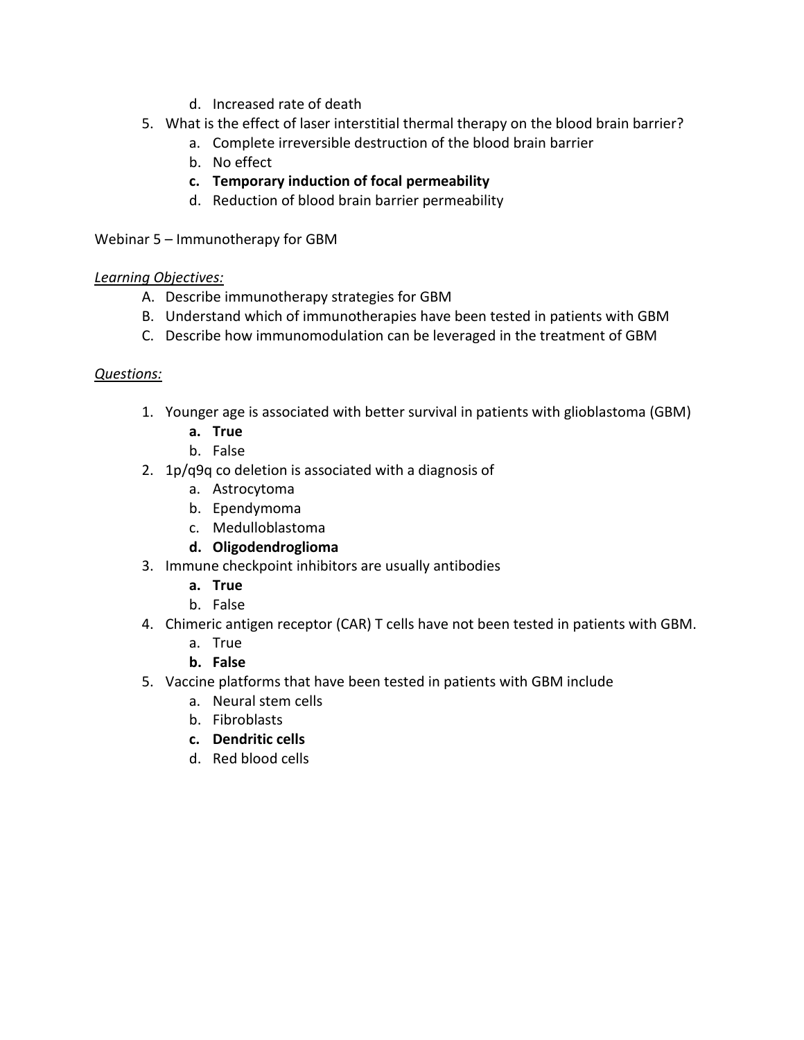d. Increased rate of death

5. What is the effect of laser interstitial thermal therapy on the blood brain barrier?
   a. Complete irreversible destruction of the blood brain barrier
   b. No effect
   **c. Temporary induction of focal permeability**
   d. Reduction of blood brain barrier permeability

Webinar 5 – Immunotherapy for GBM

*Learning Objectives:*

A. Describe immunotherapy strategies for GBM
B. Understand which of immunotherapies have been tested in patients with GBM
C. Describe how immunomodulation can be leveraged in the treatment of GBM

*Questions:*

1. Younger age is associated with better survival in patients with glioblastoma (GBM)
   **a. True**
   b. False
2. 1p/q9q co deletion is associated with a diagnosis of
   a. Astrocytoma
   b. Ependymoma
   c. Medulloblastoma
   **d. Oligodendroglioma**
3. Immune checkpoint inhibitors are usually antibodies
   **a. True**
   b. False
4. Chimeric antigen receptor (CAR) T cells have not been tested in patients with GBM.
   a. True
   **b. False**
5. Vaccine platforms that have been tested in patients with GBM include
   a. Neural stem cells
   b. Fibroblasts
   **c. Dendritic cells**
   d. Red blood cells